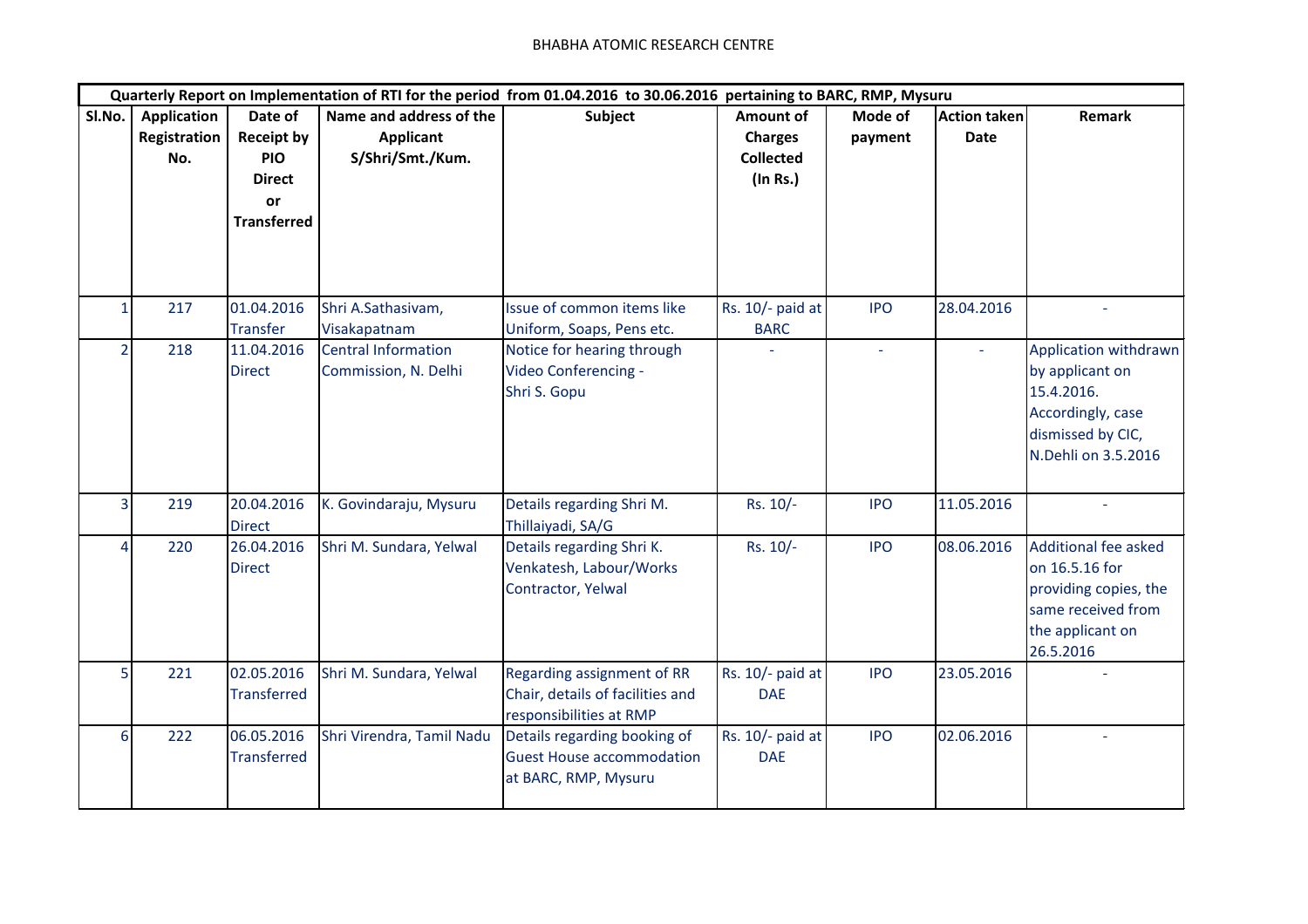BHABHA ATOMIC RESEARCH CENTRE

| Quarterly Report on Implementation of RTI for the period from 01.04.2016 to 30.06.2016 pertaining to BARC, RMP, Mysuru | | | | | | | | |
|---|---|---|---|---|---|---|---|---|
| **Sl.No.** | **Application Registration No.** | **Date of Receipt by PIO Direct or Transferred** | **Name and address of the Applicant S/Shri/Smt./Kum.** | **Subject** | **Amount of Charges Collected (In Rs.)** | **Mode of payment** | **Action taken Date** | **Remark** |
| 1 | 217 | 01.04.2016 Transfer | Shri A.Sathasivam, Visakapatnam | Issue of common items like Uniform, Soaps, Pens etc. | Rs. 10/- paid at BARC | IPO | 28.04.2016 | - |
| 2 | 218 | 11.04.2016 Direct | Central Information Commission, N. Delhi | Notice for hearing through Video Conferencing - Shri S. Gopu | - | - | - | Application withdrawn by applicant on 15.4.2016. Accordingly, case dismissed by CIC, N.Dehli on 3.5.2016 |
| 3 | 219 | 20.04.2016 Direct | K. Govindaraju, Mysuru | Details regarding Shri M. Thillaiyadi, SA/G | Rs. 10/- | IPO | 11.05.2016 | - |
| 4 | 220 | 26.04.2016 Direct | Shri M. Sundara, Yelwal | Details regarding Shri K. Venkatesh, Labour/Works Contractor, Yelwal | Rs. 10/- | IPO | 08.06.2016 | Additional fee asked on 16.5.16 for providing copies, the same received from the applicant on 26.5.2016 |
| 5 | 221 | 02.05.2016 Transferred | Shri M. Sundara, Yelwal | Regarding assignment of RR Chair, details of facilities and responsibilities at RMP | Rs. 10/- paid at DAE | IPO | 23.05.2016 | - |
| 6 | 222 | 06.05.2016 Transferred | Shri Virendra, Tamil Nadu | Details regarding booking of Guest House accommodation at BARC, RMP, Mysuru | Rs. 10/- paid at DAE | IPO | 02.06.2016 | - |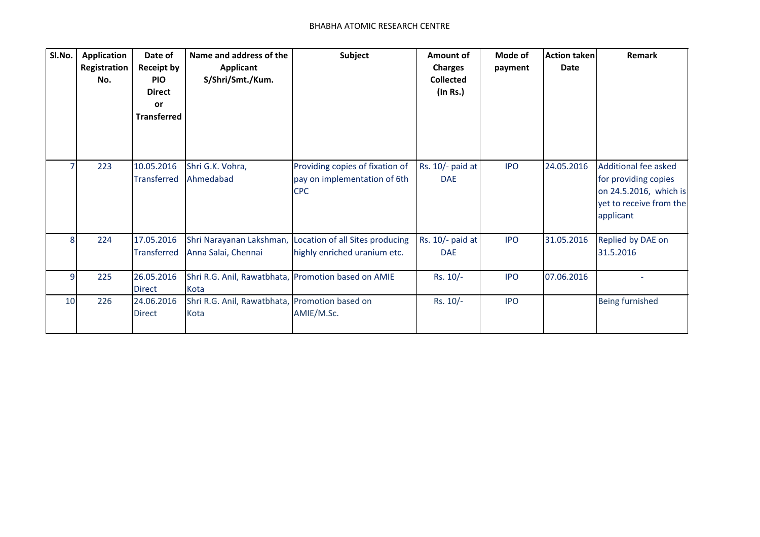BHABHA ATOMIC RESEARCH CENTRE

| Sl.No. | Application Registration No. | Date of Receipt by PIO Direct or Transferred | Name and address of the Applicant S/Shri/Smt./Kum. | Subject | Amount of Charges Collected (In Rs.) | Mode of payment | Action taken Date | Remark |
|---|---|---|---|---|---|---|---|---|
| 7 | 223 | 10.05.2016 Transferred | Shri G.K. Vohra, Ahmedabad | Providing copies of fixation of pay on implementation of 6th CPC | Rs. 10/- paid at DAE | IPO | 24.05.2016 | Additional fee asked for providing copies on 24.5.2016, which is yet to receive from the applicant |
| 8 | 224 | 17.05.2016 Transferred | Shri Narayanan Lakshman, Anna Salai, Chennai | Location of all Sites producing highly enriched uranium etc. | Rs. 10/- paid at DAE | IPO | 31.05.2016 | Replied by DAE on 31.5.2016 |
| 9 | 225 | 26.05.2016 Direct | Shri R.G. Anil, Rawatbhata, Kota | Promotion based on AMIE | Rs. 10/- | IPO | 07.06.2016 | - |
| 10 | 226 | 24.06.2016 Direct | Shri R.G. Anil, Rawatbhata, Kota | Promotion based on AMIE/M.Sc. | Rs. 10/- | IPO | | Being furnished |